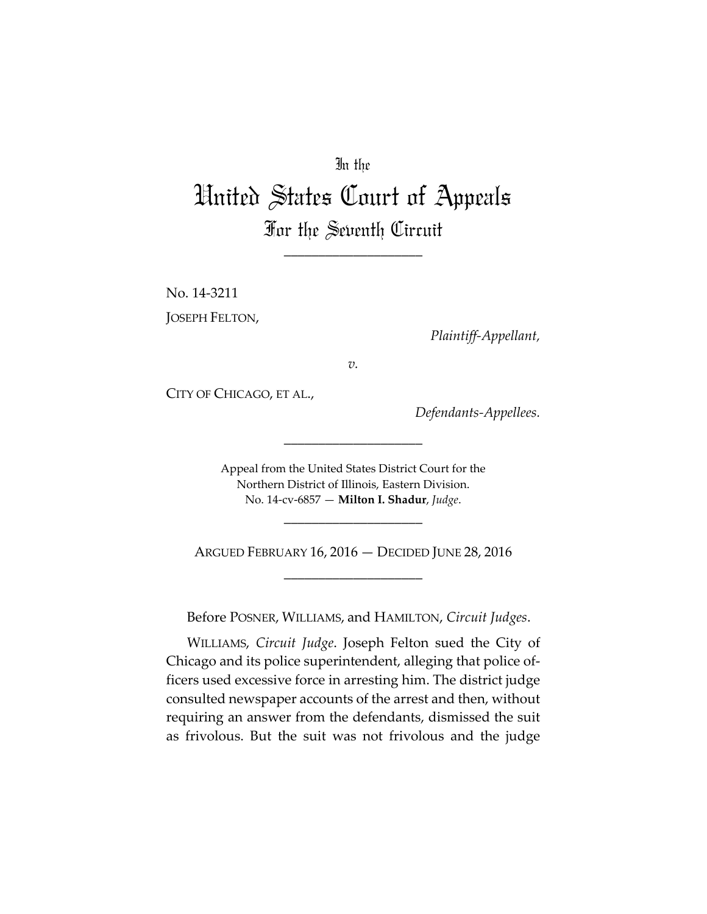In the

# United States Court of Appeals

## For the Seventh Circuit

---

No. 14-3211

JOSEPH FELTON,

*Plaintiff-Appellant,*

*v.*

CITY OF CHICAGO, ET AL.,

*Defendants-Appellees.*

---

Appeal from the United States District Court for the Northern District of Illinois, Eastern Division.
No. 14-cv-6857 — **Milton I. Shadur**, *Judge*.

---

ARGUED FEBRUARY 16, 2016 — DECIDED JUNE 28, 2016

---

Before POSNER, WILLIAMS, and HAMILTON, *Circuit Judges*.

WILLIAMS, *Circuit Judge*. Joseph Felton sued the City of Chicago and its police superintendent, alleging that police officers used excessive force in arresting him. The district judge consulted newspaper accounts of the arrest and then, without requiring an answer from the defendants, dismissed the suit as frivolous. But the suit was not frivolous and the judge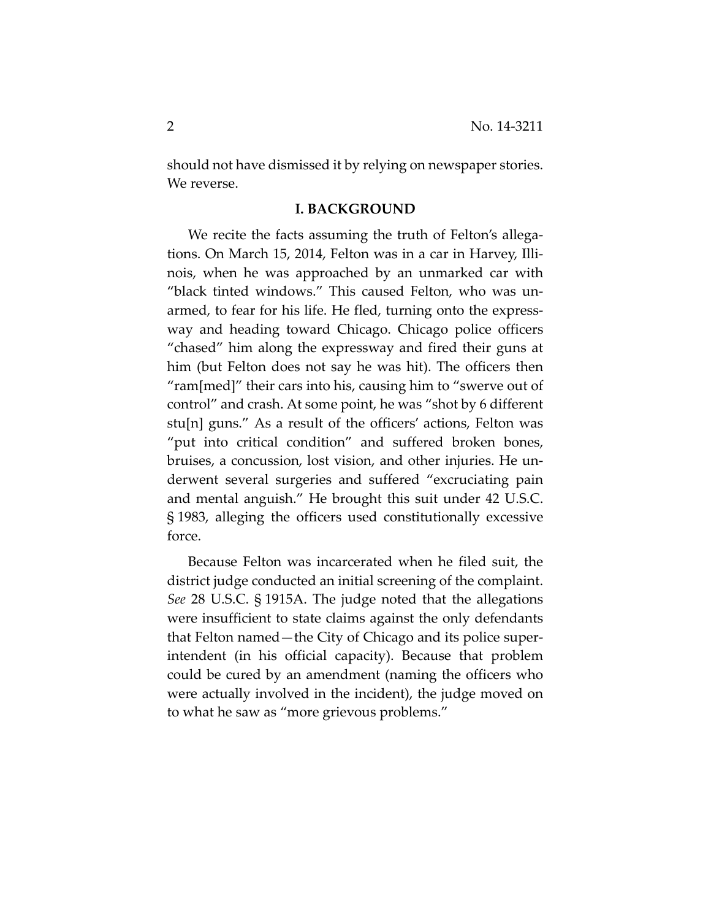should not have dismissed it by relying on newspaper stories. We reverse.

## I. BACKGROUND

We recite the facts assuming the truth of Felton's allegations. On March 15, 2014, Felton was in a car in Harvey, Illinois, when he was approached by an unmarked car with "black tinted windows." This caused Felton, who was unarmed, to fear for his life. He fled, turning onto the expressway and heading toward Chicago. Chicago police officers "chased" him along the expressway and fired their guns at him (but Felton does not say he was hit). The officers then "ram[med]" their cars into his, causing him to "swerve out of control" and crash. At some point, he was "shot by 6 different stu[n] guns." As a result of the officers' actions, Felton was "put into critical condition" and suffered broken bones, bruises, a concussion, lost vision, and other injuries. He underwent several surgeries and suffered "excruciating pain and mental anguish." He brought this suit under 42 U.S.C. § 1983, alleging the officers used constitutionally excessive force.

Because Felton was incarcerated when he filed suit, the district judge conducted an initial screening of the complaint. *See* 28 U.S.C. § 1915A. The judge noted that the allegations were insufficient to state claims against the only defendants that Felton named—the City of Chicago and its police superintendent (in his official capacity). Because that problem could be cured by an amendment (naming the officers who were actually involved in the incident), the judge moved on to what he saw as "more grievous problems."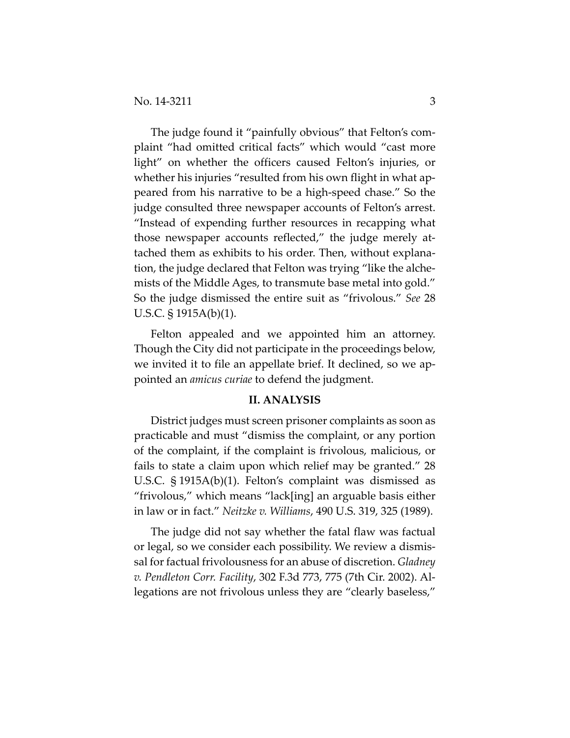The judge found it "painfully obvious" that Felton's complaint "had omitted critical facts" which would "cast more light" on whether the officers caused Felton's injuries, or whether his injuries "resulted from his own flight in what appeared from his narrative to be a high-speed chase." So the judge consulted three newspaper accounts of Felton's arrest. "Instead of expending further resources in recapping what those newspaper accounts reflected," the judge merely attached them as exhibits to his order. Then, without explanation, the judge declared that Felton was trying "like the alchemists of the Middle Ages, to transmute base metal into gold." So the judge dismissed the entire suit as "frivolous." *See* 28 U.S.C. § 1915A(b)(1).

Felton appealed and we appointed him an attorney. Though the City did not participate in the proceedings below, we invited it to file an appellate brief. It declined, so we appointed an *amicus curiae* to defend the judgment.

## II. ANALYSIS

District judges must screen prisoner complaints as soon as practicable and must "dismiss the complaint, or any portion of the complaint, if the complaint is frivolous, malicious, or fails to state a claim upon which relief may be granted." 28 U.S.C. § 1915A(b)(1). Felton's complaint was dismissed as "frivolous," which means "lack[ing] an arguable basis either in law or in fact." *Neitzke v. Williams*, 490 U.S. 319, 325 (1989).

The judge did not say whether the fatal flaw was factual or legal, so we consider each possibility. We review a dismissal for factual frivolousness for an abuse of discretion. *Gladney v. Pendleton Corr. Facility*, 302 F.3d 773, 775 (7th Cir. 2002). Allegations are not frivolous unless they are "clearly baseless,"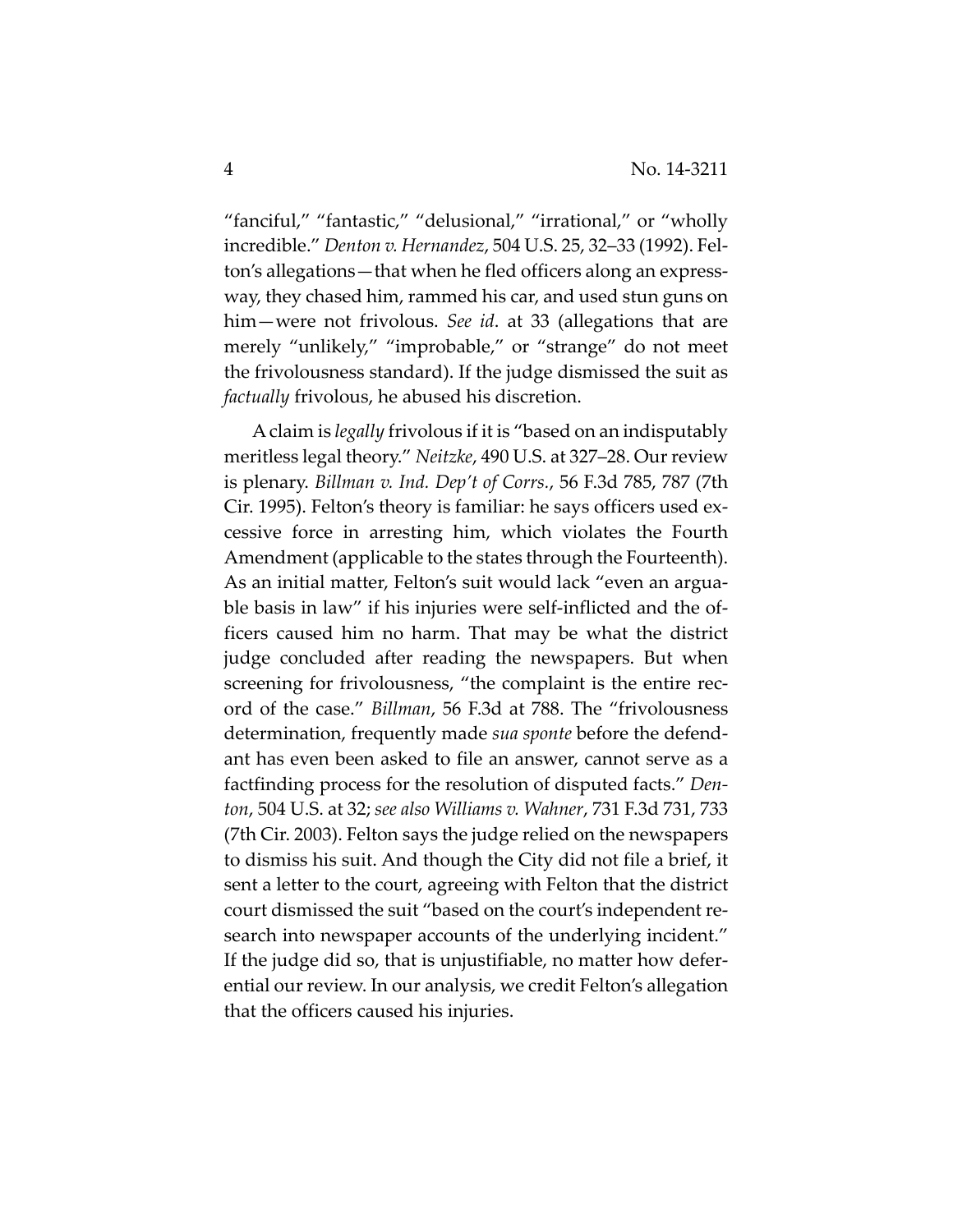"fanciful," "fantastic," "delusional," "irrational," or "wholly incredible." *Denton v. Hernandez*, 504 U.S. 25, 32–33 (1992). Felton's allegations—that when he fled officers along an expressway, they chased him, rammed his car, and used stun guns on him—were not frivolous. *See id*. at 33 (allegations that are merely "unlikely," "improbable," or "strange" do not meet the frivolousness standard). If the judge dismissed the suit as *factually* frivolous, he abused his discretion.

A claim is *legally* frivolous if it is "based on an indisputably meritless legal theory." *Neitzke*, 490 U.S. at 327–28. Our review is plenary. *Billman v. Ind. Dep't of Corrs.*, 56 F.3d 785, 787 (7th Cir. 1995). Felton's theory is familiar: he says officers used excessive force in arresting him, which violates the Fourth Amendment (applicable to the states through the Fourteenth). As an initial matter, Felton's suit would lack "even an arguable basis in law" if his injuries were self-inflicted and the officers caused him no harm. That may be what the district judge concluded after reading the newspapers. But when screening for frivolousness, "the complaint is the entire record of the case." *Billman*, 56 F.3d at 788. The "frivolousness determination, frequently made *sua sponte* before the defendant has even been asked to file an answer, cannot serve as a factfinding process for the resolution of disputed facts." *Denton*, 504 U.S. at 32; *see also Williams v. Wahner*, 731 F.3d 731, 733 (7th Cir. 2003). Felton says the judge relied on the newspapers to dismiss his suit. And though the City did not file a brief, it sent a letter to the court, agreeing with Felton that the district court dismissed the suit "based on the court's independent research into newspaper accounts of the underlying incident." If the judge did so, that is unjustifiable, no matter how deferential our review. In our analysis, we credit Felton's allegation that the officers caused his injuries.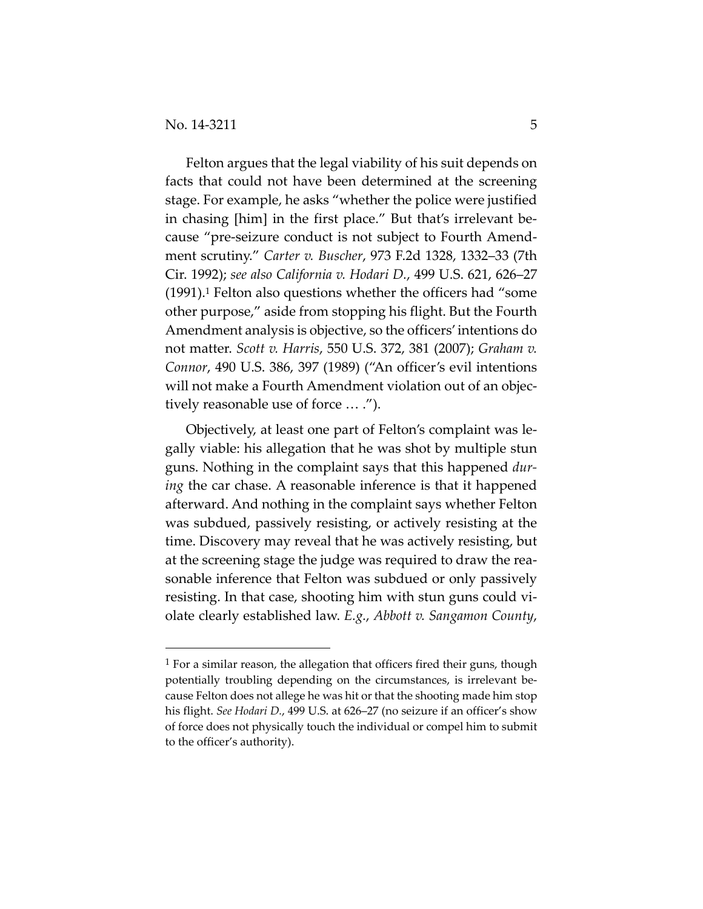Felton argues that the legal viability of his suit depends on facts that could not have been determined at the screening stage. For example, he asks "whether the police were justified in chasing [him] in the first place." But that's irrelevant because "pre-seizure conduct is not subject to Fourth Amendment scrutiny." *Carter v. Buscher*, 973 F.2d 1328, 1332–33 (7th Cir. 1992); *see also California v. Hodari D.*, 499 U.S. 621, 626–27 (1991).[1] Felton also questions whether the officers had "some other purpose," aside from stopping his flight. But the Fourth Amendment analysis is objective, so the officers' intentions do not matter. *Scott v. Harris*, 550 U.S. 372, 381 (2007); *Graham v. Connor*, 490 U.S. 386, 397 (1989) ("An officer's evil intentions will not make a Fourth Amendment violation out of an objectively reasonable use of force … .").

Objectively, at least one part of Felton's complaint was legally viable: his allegation that he was shot by multiple stun guns. Nothing in the complaint says that this happened *during* the car chase. A reasonable inference is that it happened afterward. And nothing in the complaint says whether Felton was subdued, passively resisting, or actively resisting at the time. Discovery may reveal that he was actively resisting, but at the screening stage the judge was required to draw the reasonable inference that Felton was subdued or only passively resisting. In that case, shooting him with stun guns could violate clearly established law. *E.g.*, *Abbott v. Sangamon County*,

---

[1] For a similar reason, the allegation that officers fired their guns, though potentially troubling depending on the circumstances, is irrelevant because Felton does not allege he was hit or that the shooting made him stop his flight. *See Hodari D.*, 499 U.S. at 626–27 (no seizure if an officer's show of force does not physically touch the individual or compel him to submit to the officer's authority).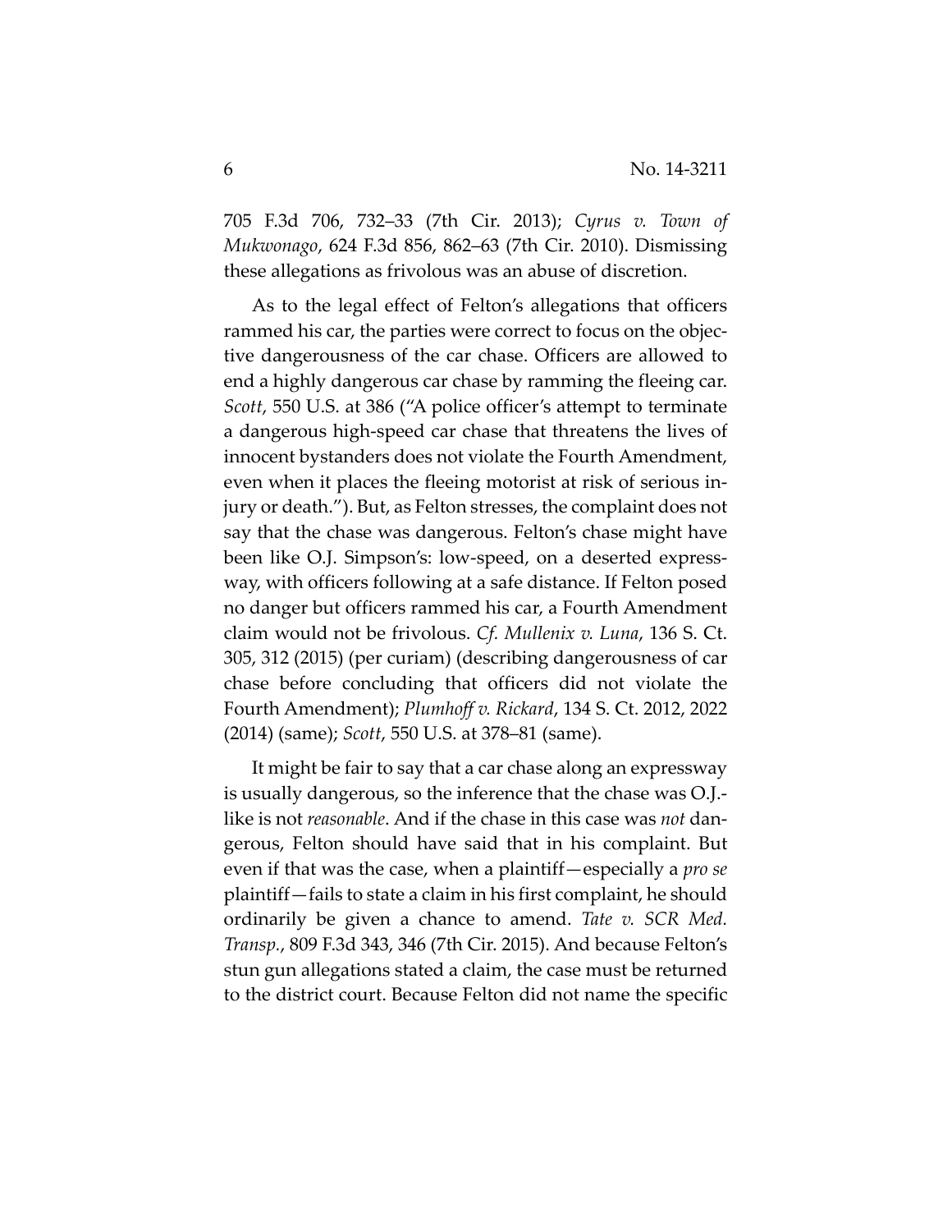705 F.3d 706, 732–33 (7th Cir. 2013); *Cyrus v. Town of Mukwonago*, 624 F.3d 856, 862–63 (7th Cir. 2010). Dismissing these allegations as frivolous was an abuse of discretion.

As to the legal effect of Felton's allegations that officers rammed his car, the parties were correct to focus on the objective dangerousness of the car chase. Officers are allowed to end a highly dangerous car chase by ramming the fleeing car. *Scott*, 550 U.S. at 386 ("A police officer's attempt to terminate a dangerous high-speed car chase that threatens the lives of innocent bystanders does not violate the Fourth Amendment, even when it places the fleeing motorist at risk of serious injury or death."). But, as Felton stresses, the complaint does not say that the chase was dangerous. Felton's chase might have been like O.J. Simpson's: low-speed, on a deserted expressway, with officers following at a safe distance. If Felton posed no danger but officers rammed his car, a Fourth Amendment claim would not be frivolous. *Cf. Mullenix v. Luna*, 136 S. Ct. 305, 312 (2015) (per curiam) (describing dangerousness of car chase before concluding that officers did not violate the Fourth Amendment); *Plumhoff v. Rickard*, 134 S. Ct. 2012, 2022 (2014) (same); *Scott*, 550 U.S. at 378–81 (same).

It might be fair to say that a car chase along an expressway is usually dangerous, so the inference that the chase was O.J.-like is not *reasonable*. And if the chase in this case was *not* dangerous, Felton should have said that in his complaint. But even if that was the case, when a plaintiff—especially a *pro se* plaintiff—fails to state a claim in his first complaint, he should ordinarily be given a chance to amend. *Tate v. SCR Med. Transp.*, 809 F.3d 343, 346 (7th Cir. 2015). And because Felton's stun gun allegations stated a claim, the case must be returned to the district court. Because Felton did not name the specific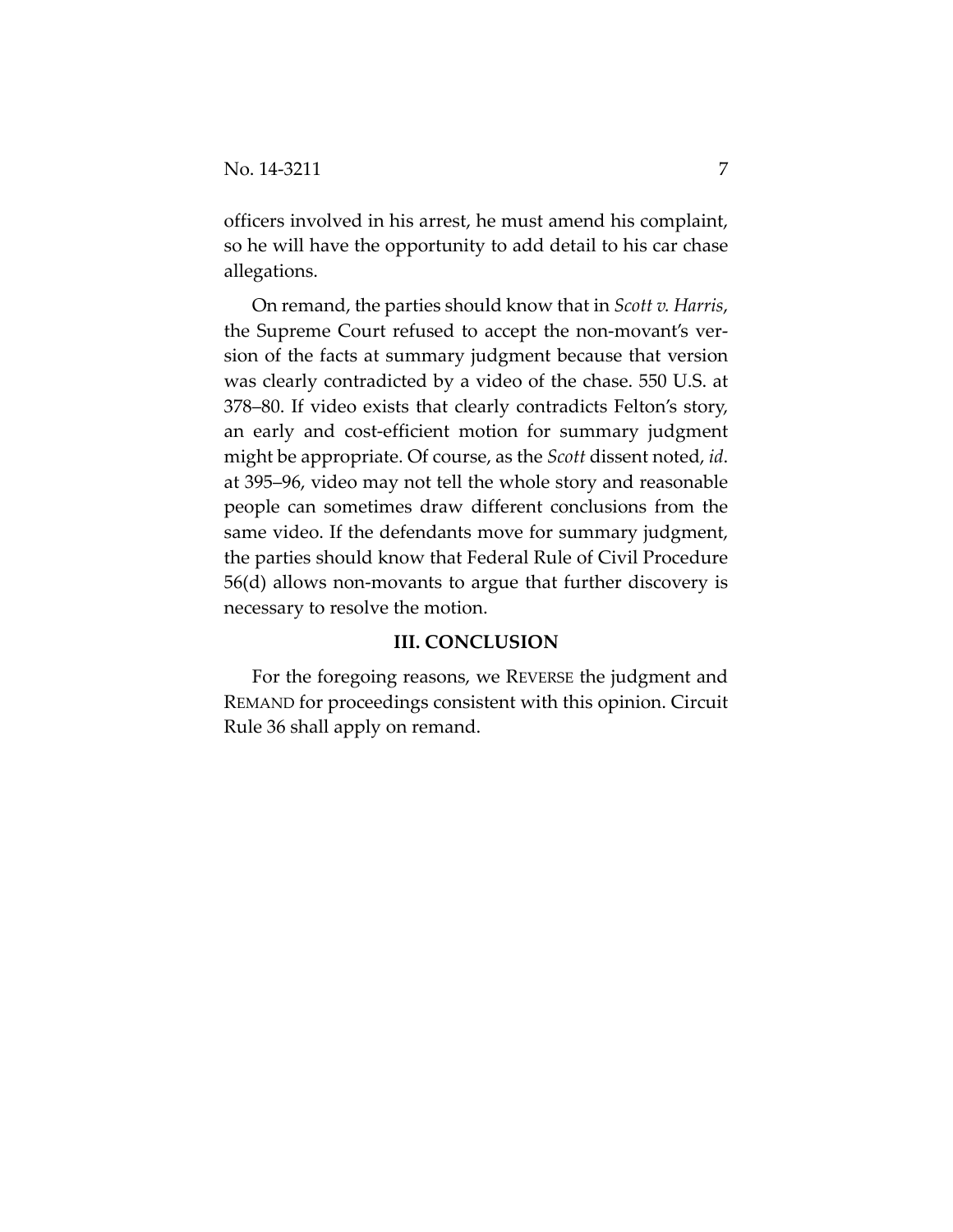officers involved in his arrest, he must amend his complaint, so he will have the opportunity to add detail to his car chase allegations.

On remand, the parties should know that in *Scott v. Harris*, the Supreme Court refused to accept the non-movant's version of the facts at summary judgment because that version was clearly contradicted by a video of the chase. 550 U.S. at 378–80. If video exists that clearly contradicts Felton's story, an early and cost-efficient motion for summary judgment might be appropriate. Of course, as the *Scott* dissent noted, *id*. at 395–96, video may not tell the whole story and reasonable people can sometimes draw different conclusions from the same video. If the defendants move for summary judgment, the parties should know that Federal Rule of Civil Procedure 56(d) allows non-movants to argue that further discovery is necessary to resolve the motion.

## III. CONCLUSION

For the foregoing reasons, we REVERSE the judgment and REMAND for proceedings consistent with this opinion. Circuit Rule 36 shall apply on remand.